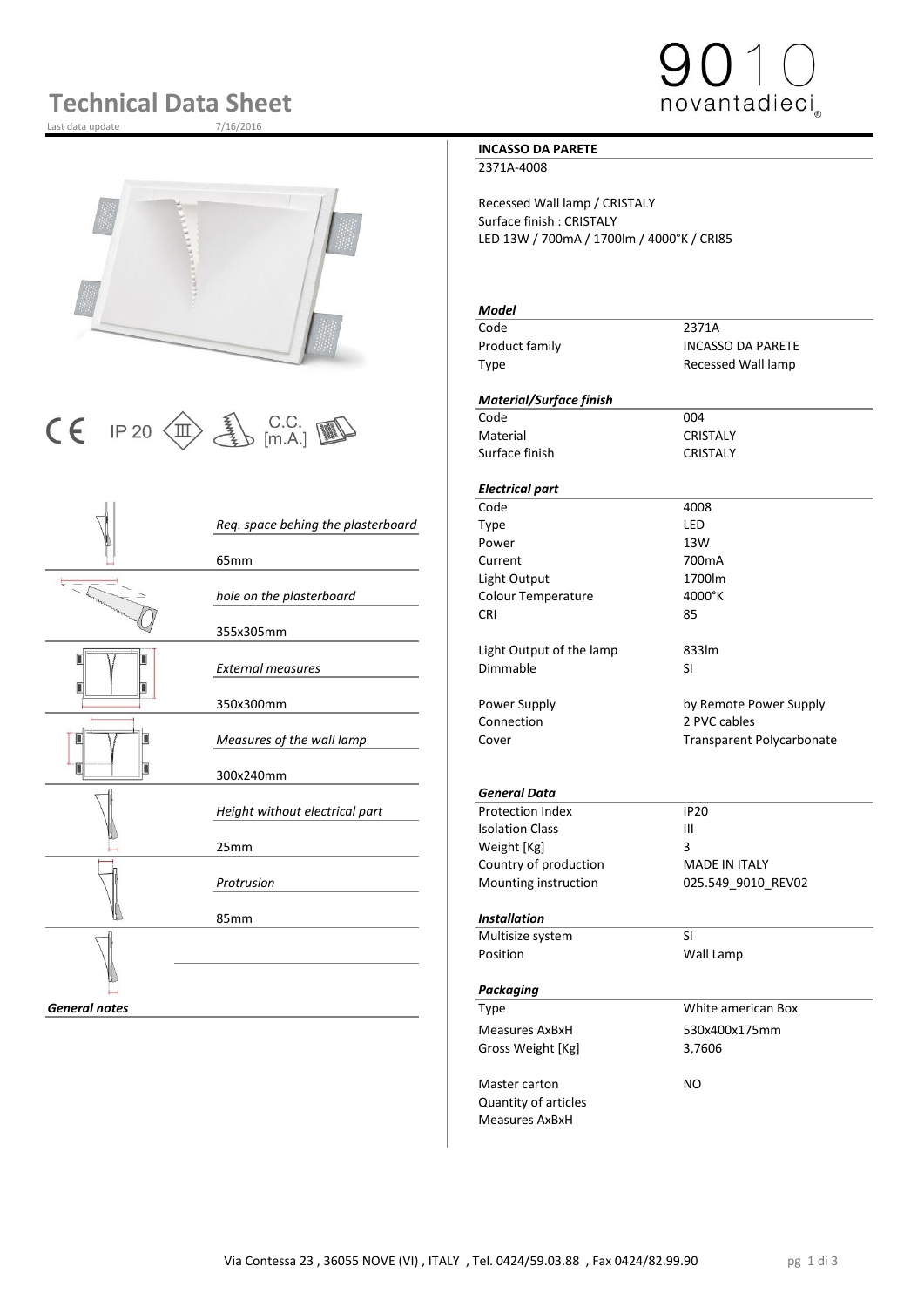# Technical Data Sheet

Last data update 7/16/2016

9010 novantadieci

IP 20 C.C. [m.A.]

| | |
|---|---|
| *Req. space behing the plasterboard* | 65mm |
| *hole on the plasterboard* | 355x305mm |
| *External measures* | 350x300mm |
| *Measures of the wall lamp* | 300x240mm |
| *Height without electrical part* | 25mm |
| *Protrusion* | 85mm |

***General notes***

**INCASSO DA PARETE**

2371A-4008

Recessed Wall lamp / CRISTALY
Surface finish : CRISTALY
LED 13W / 700mA / 1700lm / 4000°K / CRI85

| ***Model*** | |
|---|---|
| Code | 2371A |
| Product family | INCASSO DA PARETE |
| Type | Recessed Wall lamp |

| ***Material/Surface finish*** | |
|---|---|
| Code | 004 |
| Material | CRISTALY |
| Surface finish | CRISTALY |

| ***Electrical part*** | |
|---|---|
| Code | 4008 |
| Type | LED |
| Power | 13W |
| Current | 700mA |
| Light Output | 1700lm |
| Colour Temperature | 4000°K |
| CRI | 85 |
| Light Output of the lamp | 833lm |
| Dimmable | SI |
| Power Supply | by Remote Power Supply |
| Connection | 2 PVC cables |
| Cover | Transparent Polycarbonate |

| ***General Data*** | |
|---|---|
| Protection Index | IP20 |
| Isolation Class | III |
| Weight [Kg] | 3 |
| Country of production | MADE IN ITALY |
| Mounting instruction | 025.549_9010_REV02 |

| ***Installation*** | |
|---|---|
| Multisize system | SI |
| Position | Wall Lamp |

| ***Packaging*** | |
|---|---|
| Type | White american Box |
| Measures AxBxH | 530x400x175mm |
| Gross Weight [Kg] | 3,7606 |
| Master carton | NO |
| Quantity of articles | |
| Measures AxBxH | |

Via Contessa 23 , 36055 NOVE (VI) , ITALY , Tel. 0424/59.03.88 , Fax 0424/82.99.90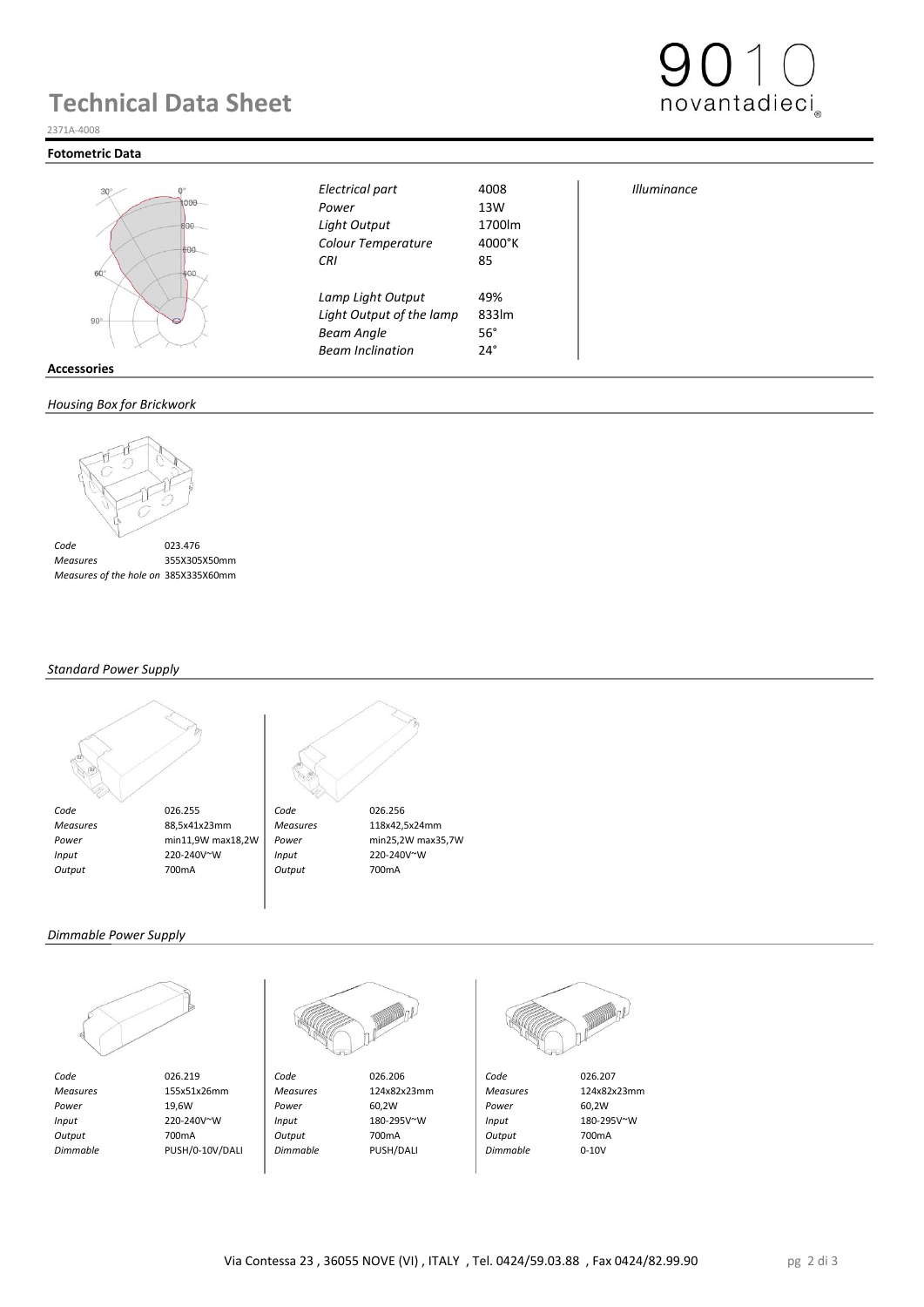# Technical Data Sheet

2371A-4008

## Fotometric Data

| | | |
|---|---|---|
| *Electrical part* | 4008 | *Illuminance* |
| *Power* | 13W | |
| *Light Output* | 1700lm | |
| *Colour Temperature* | 4000°K | |
| *CRI* | 85 | |
| *Lamp Light Output* | 49% | |
| *Light Output of the lamp* | 833lm | |
| *Beam Angle* | 56° | |
| *Beam Inclination* | 24° | |

## Accessories

### *Housing Box for Brickwork*

| | |
|---|---|
| *Code* | 023.476 |
| *Measures* | 355X305X50mm |
| *Measures of the hole on* | 385X335X60mm |

### *Standard Power Supply*

| | | | |
|---|---|---|---|
| *Code* | 026.255 | *Code* | 026.256 |
| *Measures* | 88,5x41x23mm | *Measures* | 118x42,5x24mm |
| *Power* | min11,9W max18,2W | *Power* | min25,2W max35,7W |
| *Input* | 220-240V~W | *Input* | 220-240V~W |
| *Output* | 700mA | *Output* | 700mA |

### *Dimmable Power Supply*

| | | | | | |
|---|---|---|---|---|---|
| *Code* | 026.219 | *Code* | 026.206 | *Code* | 026.207 |
| *Measures* | 155x51x26mm | *Measures* | 124x82x23mm | *Measures* | 124x82x23mm |
| *Power* | 19,6W | *Power* | 60,2W | *Power* | 60,2W |
| *Input* | 220-240V~W | *Input* | 180-295V~W | *Input* | 180-295V~W |
| *Output* | 700mA | *Output* | 700mA | *Output* | 700mA |
| *Dimmable* | PUSH/0-10V/DALI | *Dimmable* | PUSH/DALI | *Dimmable* | 0-10V |

Via Contessa 23 , 36055 NOVE (VI) , ITALY , Tel. 0424/59.03.88 , Fax 0424/82.99.90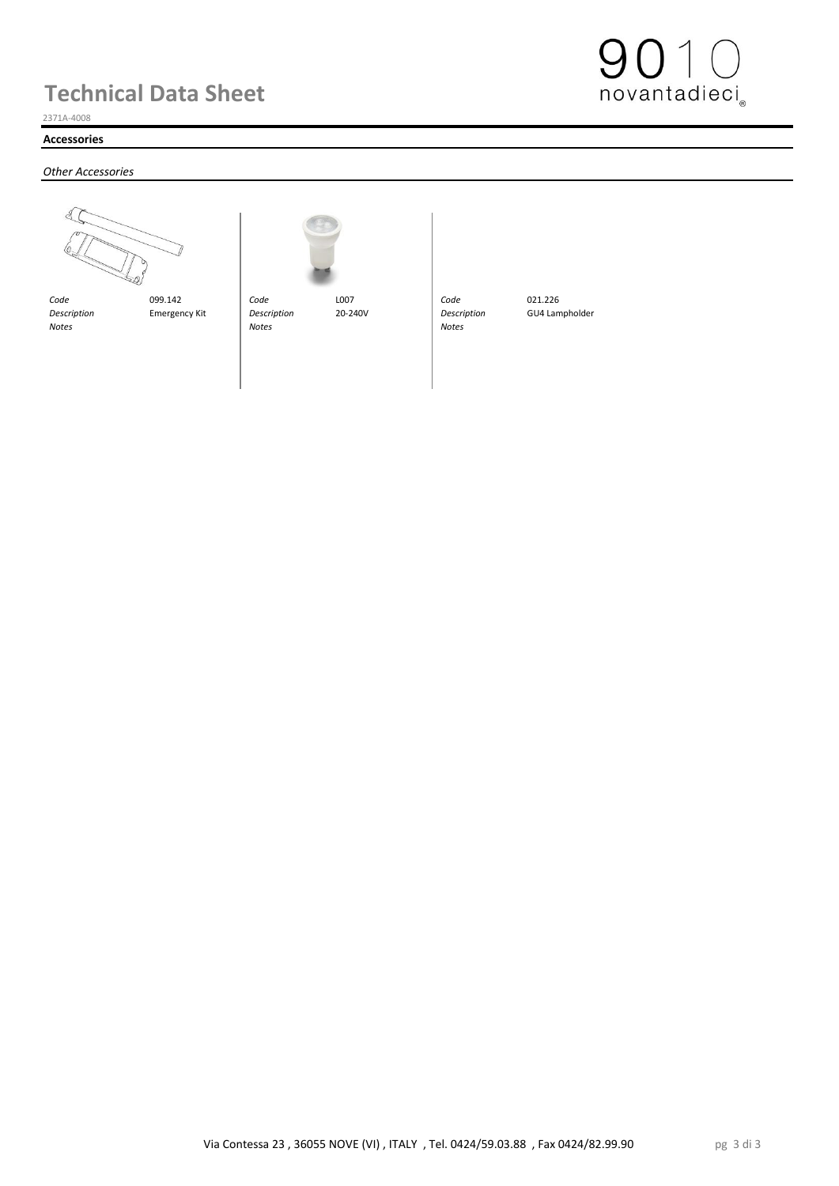## Accessories

*Other Accessories*

| | | | | | |
|---|---|---|---|---|---|
| *Code* | 099.142 | *Code* | L007 | *Code* | 021.226 |
| *Description* | Emergency Kit | *Description* | 20-240V | *Description* | GU4 Lampholder |
| *Notes* | | *Notes* | | *Notes* | |